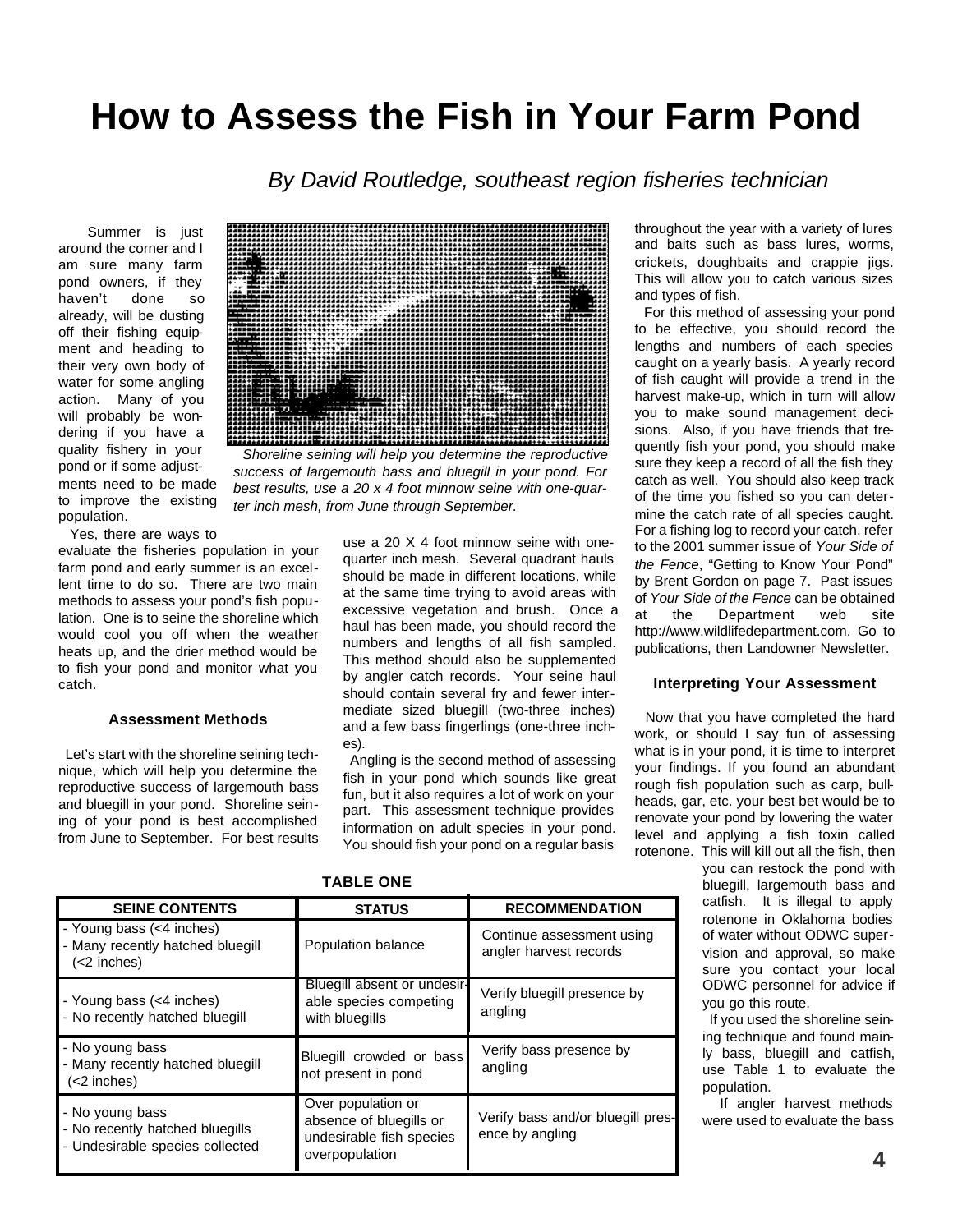# How to Assess the Fish in Your Farm Pond

*By David Routledge, southeast region fisheries technician*

Summer is just around the corner and I am sure many farm pond owners, if they haven't done so already, will be dusting off their fishing equipment and heading to their very own body of water for some angling action. Many of you will probably be wondering if you have a quality fishery in your pond or if some adjustments need to be made to improve the existing population.

*Shoreline seining will help you determine the reproductive success of largemouth bass and bluegill in your pond. For best results, use a 20 x 4 foot minnow seine with one-quarter inch mesh, from June through September.*

Yes, there are ways to evaluate the fisheries population in your farm pond and early summer is an excellent time to do so. There are two main methods to assess your pond's fish population. One is to seine the shoreline which would cool you off when the weather heats up, and the drier method would be to fish your pond and monitor what you catch.

### Assessment Methods

Let's start with the shoreline seining technique, which will help you determine the reproductive success of largemouth bass and bluegill in your pond. Shoreline seining of your pond is best accomplished from June to September. For best results use a 20 X 4 foot minnow seine with one-quarter inch mesh. Several quadrant hauls should be made in different locations, while at the same time trying to avoid areas with excessive vegetation and brush. Once a haul has been made, you should record the numbers and lengths of all fish sampled. This method should also be supplemented by angler catch records. Your seine haul should contain several fry and fewer intermediate sized bluegill (two-three inches) and a few bass fingerlings (one-three inches).

Angling is the second method of assessing fish in your pond which sounds like great fun, but it also requires a lot of work on your part. This assessment technique provides information on adult species in your pond. You should fish your pond on a regular basis throughout the year with a variety of lures and baits such as bass lures, worms, crickets, doughbaits and crappie jigs. This will allow you to catch various sizes and types of fish.

For this method of assessing your pond to be effective, you should record the lengths and numbers of each species caught on a yearly basis. A yearly record of fish caught will provide a trend in the harvest make-up, which in turn will allow you to make sound management decisions. Also, if you have friends that frequently fish your pond, you should make sure they keep a record of all the fish they catch as well. You should also keep track of the time you fished so you can determine the catch rate of all species caught. For a fishing log to record your catch, refer to the 2001 summer issue of *Your Side of the Fence*, "Getting to Know Your Pond" by Brent Gordon on page 7. Past issues of *Your Side of the Fence* can be obtained at the Department web site http://www.wildlifedepartment.com. Go to publications, then Landowner Newsletter.

### Interpreting Your Assessment

Now that you have completed the hard work, or should I say fun of assessing what is in your pond, it is time to interpret your findings. If you found an abundant rough fish population such as carp, bullheads, gar, etc. your best bet would be to renovate your pond by lowering the water level and applying a fish toxin called rotenone. This will kill out all the fish, then you can restock the pond with bluegill, largemouth bass and catfish. It is illegal to apply rotenone in Oklahoma bodies of water without ODWC supervision and approval, so make sure you contact your local ODWC personnel for advice if you go this route.

If you used the shoreline seining technique and found mainly bass, bluegill and catfish, use Table 1 to evaluate the population.

If angler harvest methods were used to evaluate the bass

**TABLE ONE**

| SEINE CONTENTS | STATUS | RECOMMENDATION |
|---|---|---|
| - Young bass (<4 inches)<br>- Many recently hatched bluegill (<2 inches) | Population balance | Continue assessment using angler harvest records |
| - Young bass (<4 inches)<br>- No recently hatched bluegill | Bluegill absent or undesirable species competing with bluegills | Verify bluegill presence by angling |
| - No young bass<br>- Many recently hatched bluegill (<2 inches) | Bluegill crowded or bass not present in pond | Verify bass presence by angling |
| - No young bass<br>- No recently hatched bluegills<br>- Undesirable species collected | Over population or absence of bluegills or undesirable fish species overpopulation | Verify bass and/or bluegill presence by angling |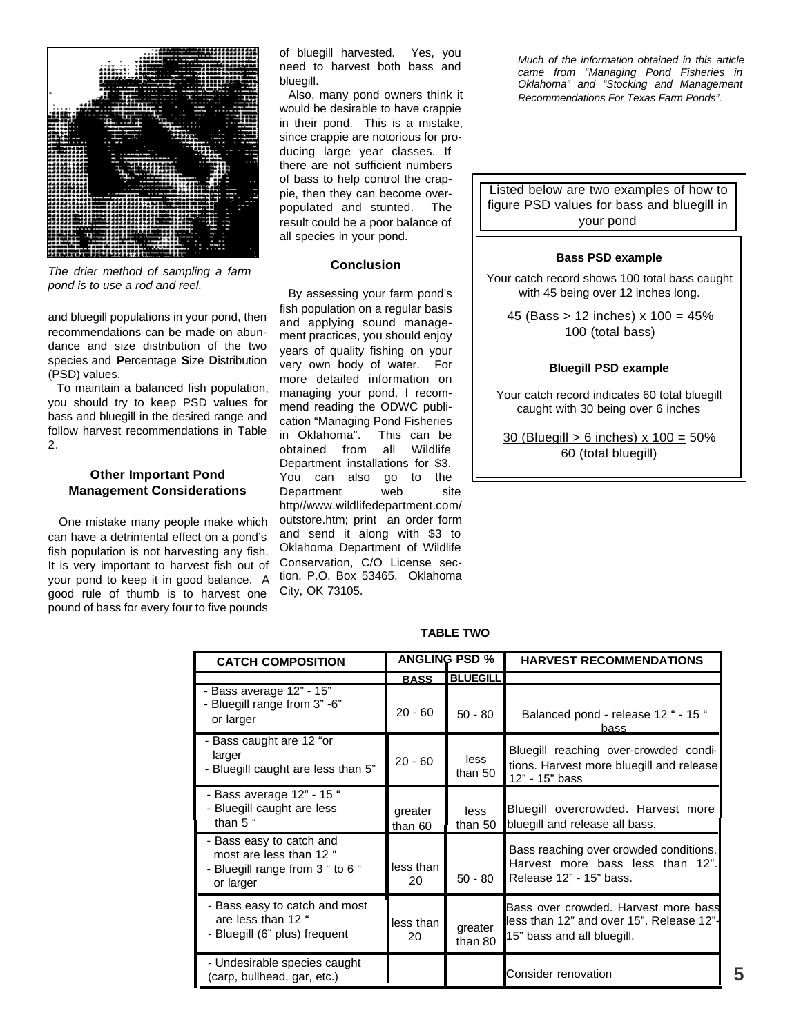*The drier method of sampling a farm pond is to use a rod and reel.*

and bluegill populations in your pond, then recommendations can be made on abundance and size distribution of the two species and **P**ercentage **S**ize **D**istribution (PSD) values.

To maintain a balanced fish population, you should try to keep PSD values for bass and bluegill in the desired range and follow harvest recommendations in Table 2.

### Other Important Pond Management Considerations

One mistake many people make which can have a detrimental effect on a pond's fish population is not harvesting any fish. It is very important to harvest fish out of your pond to keep it in good balance. A good rule of thumb is to harvest one pound of bass for every four to five pounds of bluegill harvested. Yes, you need to harvest both bass and bluegill.

Also, many pond owners think it would be desirable to have crappie in their pond. This is a mistake, since crappie are notorious for producing large year classes. If there are not sufficient numbers of bass to help control the crappie, then they can become overpopulated and stunted. The result could be a poor balance of all species in your pond.

### Conclusion

By assessing your farm pond's fish population on a regular basis and applying sound management practices, you should enjoy years of quality fishing on your very own body of water. For more detailed information on managing your pond, I recommend reading the ODWC publication "Managing Pond Fisheries in Oklahoma". This can be obtained from all Wildlife Department installations for $3. You can also go to the Department web site http//www.wildlifedepartment.com/outstore.htm; print an order form and send it along with $3 to Oklahoma Department of Wildlife Conservation, C/O License section, P.O. Box 53465, Oklahoma City, OK 73105.

*Much of the information obtained in this article came from "Managing Pond Fisheries in Oklahoma" and "Stocking and Management Recommendations For Texas Farm Ponds".*

Listed below are two examples of how to figure PSD values for bass and bluegill in your pond

**Bass PSD example**

Your catch record shows 100 total bass caught with 45 being over 12 inches long.

$$\frac{45 \text{ (Bass > 12 inches)}}{100 \text{ (total bass)}} \times 100 = 45\%$$

**Bluegill PSD example**

Your catch record indicates 60 total bluegill caught with 30 being over 6 inches

$$\frac{30 \text{ (Bluegill > 6 inches)}}{60 \text{ (total bluegill)}} \times 100 = 50\%$$

**TABLE TWO**

| CATCH COMPOSITION | ANGLING PSD % | | HARVEST RECOMMENDATIONS |
|---|---|---|---|
| | BASS | BLUEGILL | |
| - Bass average 12" - 15"<br>- Bluegill range from 3" -6" or larger | 20 - 60 | 50 - 80 | Balanced pond - release 12 " - 15 " bass |
| - Bass caught are 12 "or larger<br>- Bluegill caught are less than 5" | 20 - 60 | less than 50 | Bluegill reaching over-crowded conditions. Harvest more bluegill and release 12" - 15" bass |
| - Bass average 12" - 15 "<br>- Bluegill caught are less than 5 " | greater than 60 | less than 50 | Bluegill overcrowded. Harvest more bluegill and release all bass. |
| - Bass easy to catch and most are less than 12 "<br>- Bluegill range from 3 " to 6 " or larger | less than 20 | 50 - 80 | Bass reaching over crowded conditions. Harvest more bass less than 12". Release 12" - 15" bass. |
| - Bass easy to catch and most are less than 12 "<br>- Bluegill (6" plus) frequent | less than 20 | greater than 80 | Bass over crowded. Harvest more bass less than 12" and over 15". Release 12"-15" bass and all bluegill. |
| - Undesirable species caught (carp, bullhead, gar, etc.) | | | Consider renovation |